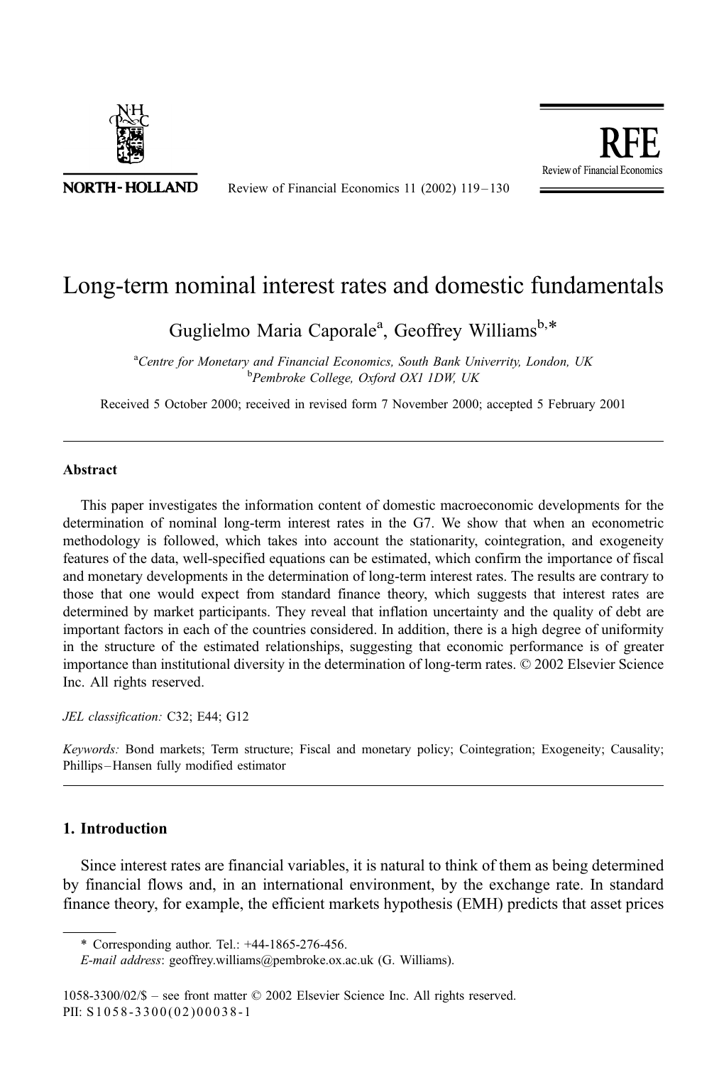# Long-term nominal interest rates and domestic fundamentals

Guglielmo Maria Caporale[a], Geoffrey Williams[b,*]

[a]*Centre for Monetary and Financial Economics, South Bank Univerrity, London, UK*
[b]*Pembroke College, Oxford OX1 1DW, UK*

Received 5 October 2000; received in revised form 7 November 2000; accepted 5 February 2001

---

### Abstract

This paper investigates the information content of domestic macroeconomic developments for the determination of nominal long-term interest rates in the G7. We show that when an econometric methodology is followed, which takes into account the stationarity, cointegration, and exogeneity features of the data, well-specified equations can be estimated, which confirm the importance of fiscal and monetary developments in the determination of long-term interest rates. The results are contrary to those that one would expect from standard finance theory, which suggests that interest rates are determined by market participants. They reveal that inflation uncertainty and the quality of debt are important factors in each of the countries considered. In addition, there is a high degree of uniformity in the structure of the estimated relationships, suggesting that economic performance is of greater importance than institutional diversity in the determination of long-term rates. © 2002 Elsevier Science Inc. All rights reserved.

*JEL classification:* C32; E44; G12

*Keywords:* Bond markets; Term structure; Fiscal and monetary policy; Cointegration; Exogeneity; Causality; Phillips–Hansen fully modified estimator

---

## 1. Introduction

Since interest rates are financial variables, it is natural to think of them as being determined by financial flows and, in an international environment, by the exchange rate. In standard finance theory, for example, the efficient markets hypothesis (EMH) predicts that asset prices

---

\* Corresponding author. Tel.: +44-1865-276-456.
*E-mail address*: geoffrey.williams@pembroke.ox.ac.uk (G. Williams).

1058-3300/02/$ – see front matter © 2002 Elsevier Science Inc. All rights reserved.
PII: S1058-3300(02)00038-1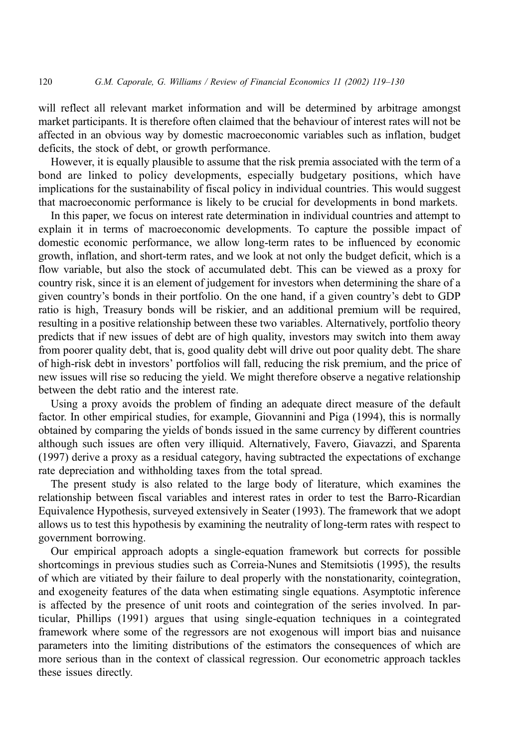will reflect all relevant market information and will be determined by arbitrage amongst market participants. It is therefore often claimed that the behaviour of interest rates will not be affected in an obvious way by domestic macroeconomic variables such as inflation, budget deficits, the stock of debt, or growth performance.

However, it is equally plausible to assume that the risk premia associated with the term of a bond are linked to policy developments, especially budgetary positions, which have implications for the sustainability of fiscal policy in individual countries. This would suggest that macroeconomic performance is likely to be crucial for developments in bond markets.

In this paper, we focus on interest rate determination in individual countries and attempt to explain it in terms of macroeconomic developments. To capture the possible impact of domestic economic performance, we allow long-term rates to be influenced by economic growth, inflation, and short-term rates, and we look at not only the budget deficit, which is a flow variable, but also the stock of accumulated debt. This can be viewed as a proxy for country risk, since it is an element of judgement for investors when determining the share of a given country's bonds in their portfolio. On the one hand, if a given country's debt to GDP ratio is high, Treasury bonds will be riskier, and an additional premium will be required, resulting in a positive relationship between these two variables. Alternatively, portfolio theory predicts that if new issues of debt are of high quality, investors may switch into them away from poorer quality debt, that is, good quality debt will drive out poor quality debt. The share of high-risk debt in investors' portfolios will fall, reducing the risk premium, and the price of new issues will rise so reducing the yield. We might therefore observe a negative relationship between the debt ratio and the interest rate.

Using a proxy avoids the problem of finding an adequate direct measure of the default factor. In other empirical studies, for example, Giovannini and Piga (1994), this is normally obtained by comparing the yields of bonds issued in the same currency by different countries although such issues are often very illiquid. Alternatively, Favero, Giavazzi, and Sparenta (1997) derive a proxy as a residual category, having subtracted the expectations of exchange rate depreciation and withholding taxes from the total spread.

The present study is also related to the large body of literature, which examines the relationship between fiscal variables and interest rates in order to test the Barro-Ricardian Equivalence Hypothesis, surveyed extensively in Seater (1993). The framework that we adopt allows us to test this hypothesis by examining the neutrality of long-term rates with respect to government borrowing.

Our empirical approach adopts a single-equation framework but corrects for possible shortcomings in previous studies such as Correia-Nunes and Stemitsiotis (1995), the results of which are vitiated by their failure to deal properly with the nonstationarity, cointegration, and exogeneity features of the data when estimating single equations. Asymptotic inference is affected by the presence of unit roots and cointegration of the series involved. In particular, Phillips (1991) argues that using single-equation techniques in a cointegrated framework where some of the regressors are not exogenous will import bias and nuisance parameters into the limiting distributions of the estimators the consequences of which are more serious than in the context of classical regression. Our econometric approach tackles these issues directly.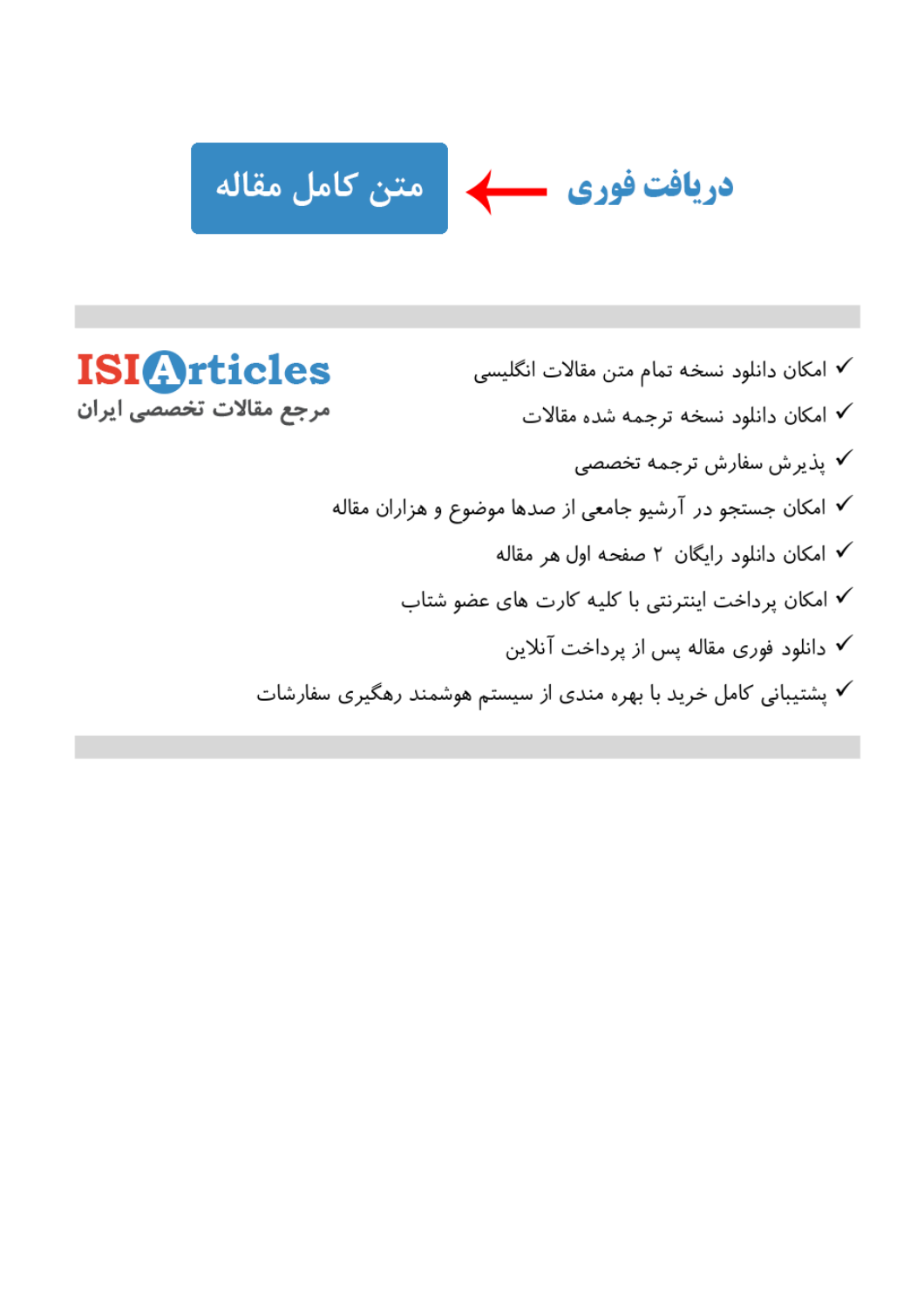دریافت فوری ← **متن کامل مقاله**

**ISIArticles**
مرجع مقالات تخصصی ایران

- ✓ امکان دانلود نسخه تمام متن مقالات انگلیسی
- ✓ امکان دانلود نسخه ترجمه شده مقالات
- ✓ پذیرش سفارش ترجمه تخصصی
- ✓ امکان جستجو در آرشیو جامعی از صدها موضوع و هزاران مقاله
- ✓ امکان دانلود رایگان ۲ صفحه اول هر مقاله
- ✓ امکان پرداخت اینترنتی با کلیه کارت های عضو شتاب
- ✓ دانلود فوری مقاله پس از پرداخت آنلاین
- ✓ پشتیبانی کامل خرید با بهره مندی از سیستم هوشمند رهگیری سفارشات